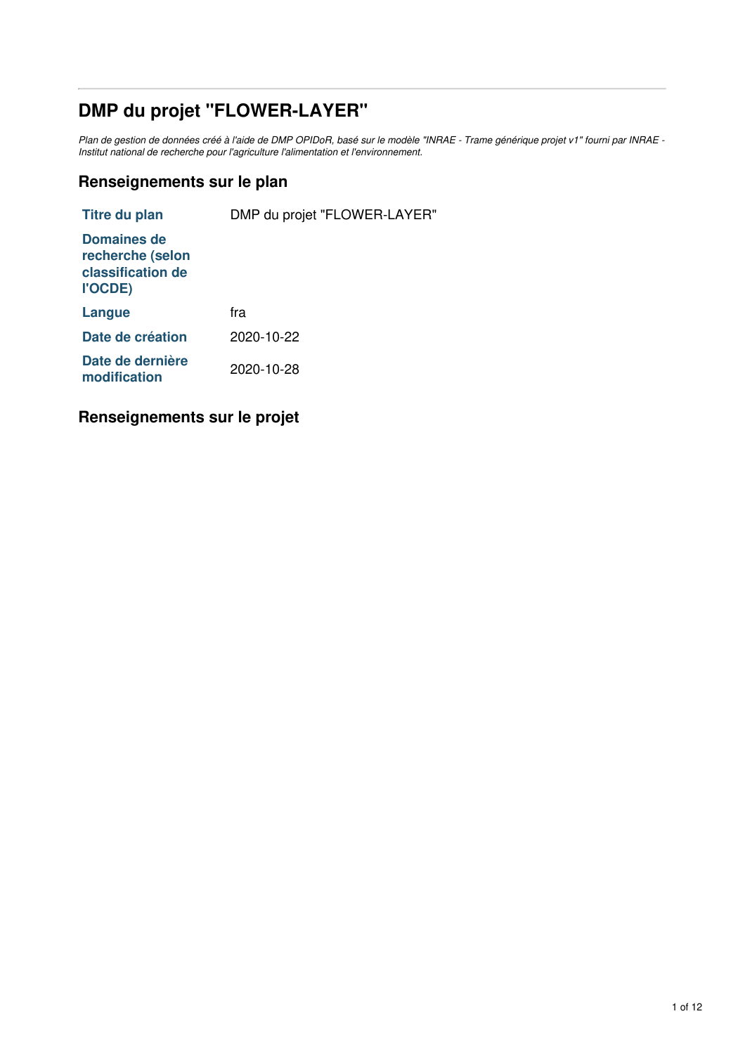# DMP du projet "FLOWER-LAYER"

*Plan de gestion de données créé à l'aide de DMP OPIDoR, basé sur le modèle "INRAE - Trame générique projet v1" fourni par INRAE - Institut national de recherche pour l'agriculture l'alimentation et l'environnement.*

## Renseignements sur le plan

| | |
|---|---|
| **Titre du plan** | DMP du projet "FLOWER-LAYER" |
| **Domaines de recherche (selon classification de l'OCDE)** | |
| **Langue** | fra |
| **Date de création** | 2020-10-22 |
| **Date de dernière modification** | 2020-10-28 |

## Renseignements sur le projet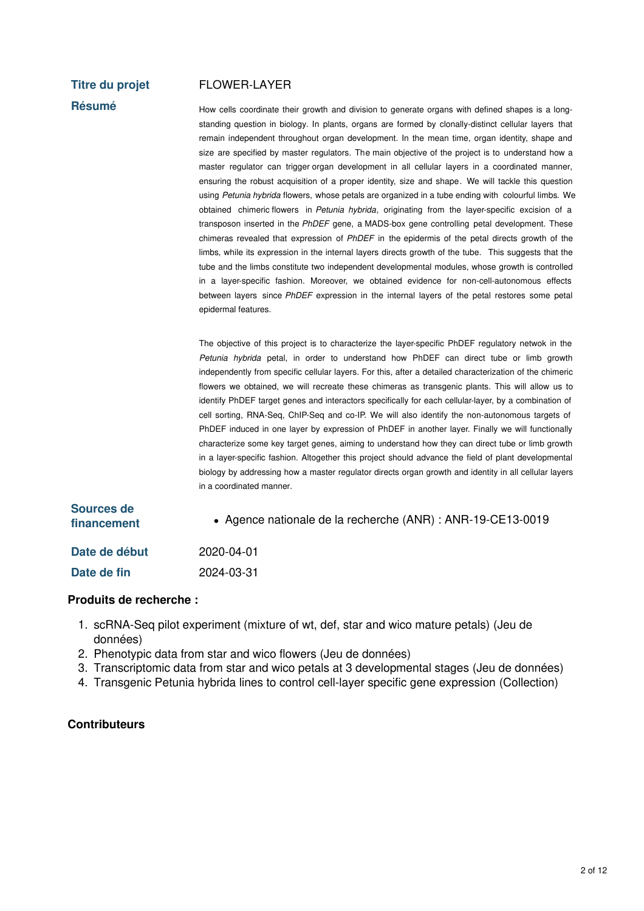**Titre du projet** FLOWER-LAYER

**Résumé**

How cells coordinate their growth and division to generate organs with defined shapes is a long-standing question in biology. In plants, organs are formed by clonally-distinct cellular layers that remain independent throughout organ development. In the mean time, organ identity, shape and size are specified by master regulators. The main objective of the project is to understand how a master regulator can trigger organ development in all cellular layers in a coordinated manner, ensuring the robust acquisition of a proper identity, size and shape. We will tackle this question using *Petunia hybrida* flowers, whose petals are organized in a tube ending with colourful limbs. We obtained chimeric flowers in *Petunia hybrida*, originating from the layer-specific excision of a transposon inserted in the *PhDEF* gene, a MADS-box gene controlling petal development. These chimeras revealed that expression of *PhDEF* in the epidermis of the petal directs growth of the limbs, while its expression in the internal layers directs growth of the tube. This suggests that the tube and the limbs constitute two independent developmental modules, whose growth is controlled in a layer-specific fashion. Moreover, we obtained evidence for non-cell-autonomous effects between layers since *PhDEF* expression in the internal layers of the petal restores some petal epidermal features.

The objective of this project is to characterize the layer-specific PhDEF regulatory netwok in the *Petunia hybrida* petal, in order to understand how PhDEF can direct tube or limb growth independently from specific cellular layers. For this, after a detailed characterization of the chimeric flowers we obtained, we will recreate these chimeras as transgenic plants. This will allow us to identify PhDEF target genes and interactors specifically for each cellular-layer, by a combination of cell sorting, RNA-Seq, ChIP-Seq and co-IP. We will also identify the non-autonomous targets of PhDEF induced in one layer by expression of PhDEF in another layer. Finally we will functionally characterize some key target genes, aiming to understand how they can direct tube or limb growth in a layer-specific fashion. Altogether this project should advance the field of plant developmental biology by addressing how a master regulator directs organ growth and identity in all cellular layers in a coordinated manner.

**Sources de financement**

- Agence nationale de la recherche (ANR) : ANR-19-CE13-0019

**Date de début** 2020-04-01

**Date de fin** 2024-03-31

### Produits de recherche :

1. scRNA-Seq pilot experiment (mixture of wt, def, star and wico mature petals) (Jeu de données)
2. Phenotypic data from star and wico flowers (Jeu de données)
3. Transcriptomic data from star and wico petals at 3 developmental stages (Jeu de données)
4. Transgenic Petunia hybrida lines to control cell-layer specific gene expression (Collection)

### Contributeurs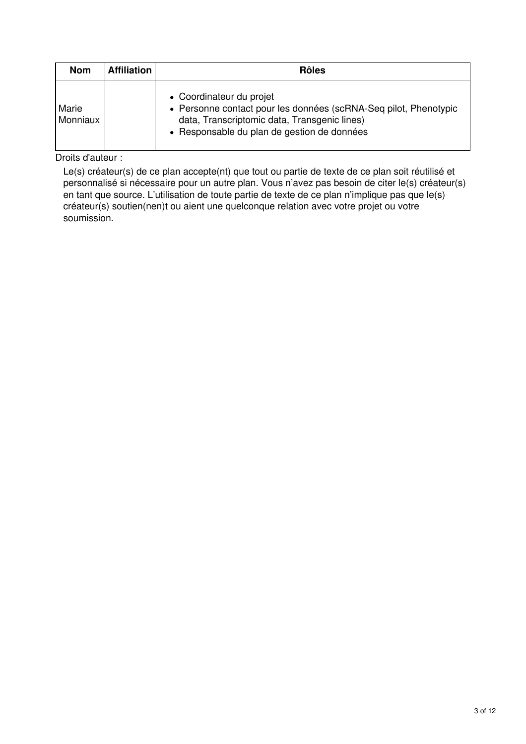| Nom | Affiliation | Rôles |
|---|---|---|
| Marie Monniaux | | • Coordinateur du projet<br>• Personne contact pour les données (scRNA-Seq pilot, Phenotypic data, Transcriptomic data, Transgenic lines)<br>• Responsable du plan de gestion de données |

Droits d'auteur :

Le(s) créateur(s) de ce plan accepte(nt) que tout ou partie de texte de ce plan soit réutilisé et personnalisé si nécessaire pour un autre plan. Vous n'avez pas besoin de citer le(s) créateur(s) en tant que source. L'utilisation de toute partie de texte de ce plan n'implique pas que le(s) créateur(s) soutien(nen)t ou aient une quelconque relation avec votre projet ou votre soumission.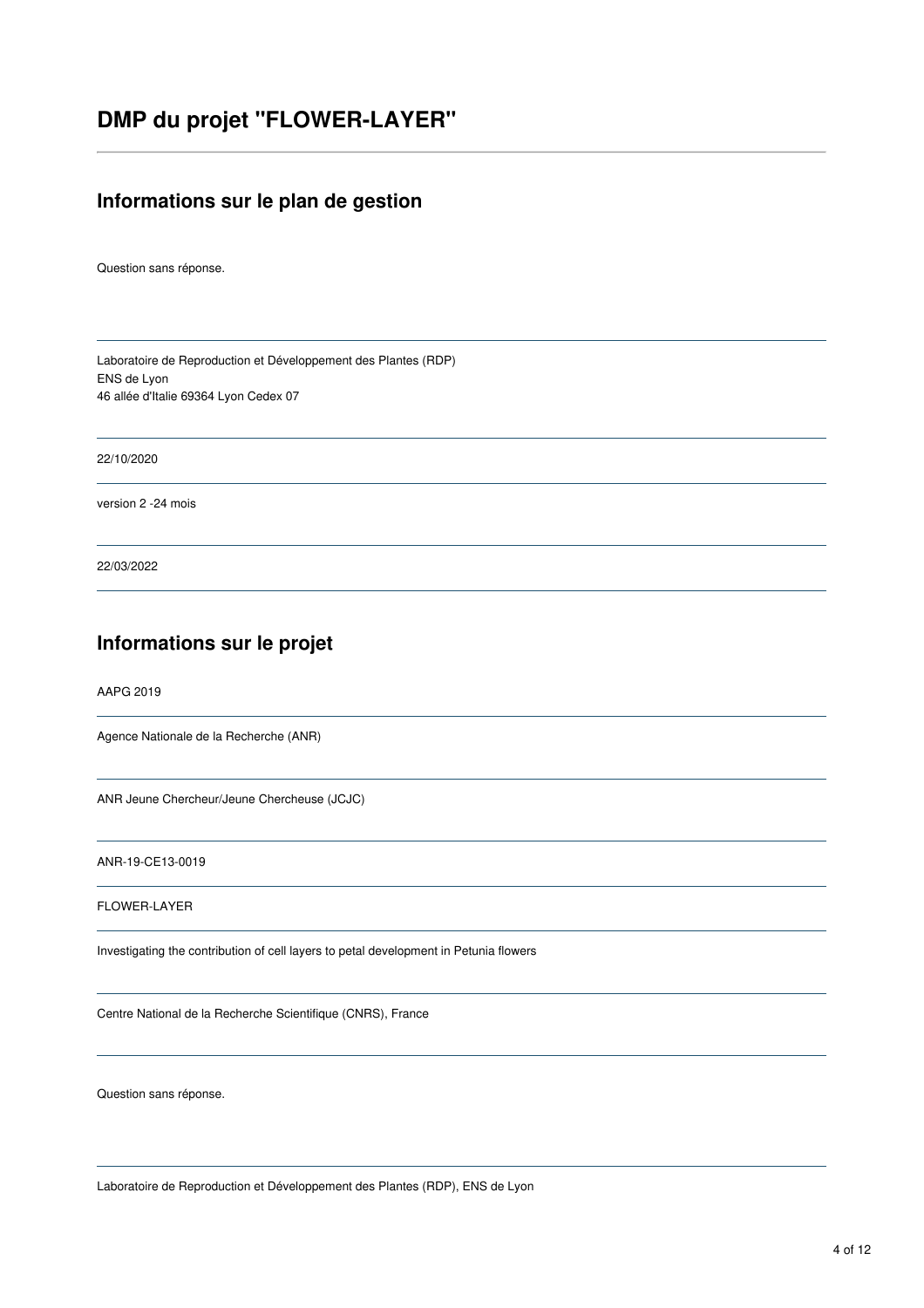# DMP du projet "FLOWER-LAYER"

---

## Informations sur le plan de gestion

Question sans réponse.

---

Laboratoire de Reproduction et Développement des Plantes (RDP)
ENS de Lyon
46 allée d'Italie 69364 Lyon Cedex 07

---

22/10/2020

---

version 2 -24 mois

---

22/03/2022

---

## Informations sur le projet

AAPG 2019

---

Agence Nationale de la Recherche (ANR)

---

ANR Jeune Chercheur/Jeune Chercheuse (JCJC)

---

ANR-19-CE13-0019

---

FLOWER-LAYER

---

Investigating the contribution of cell layers to petal development in Petunia flowers

---

Centre National de la Recherche Scientifique (CNRS), France

---

Question sans réponse.

---

Laboratoire de Reproduction et Développement des Plantes (RDP), ENS de Lyon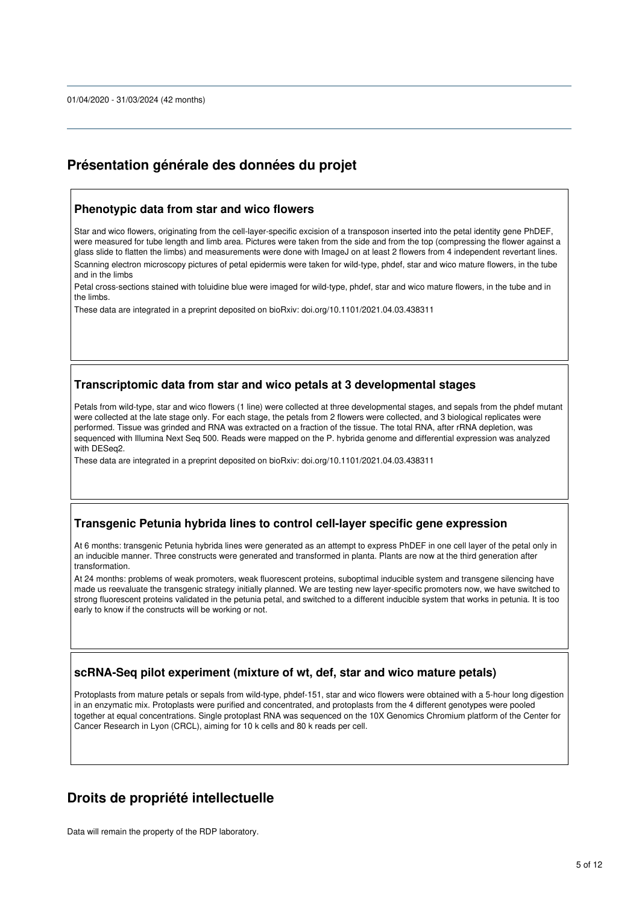01/04/2020 - 31/03/2024 (42 months)

## Présentation générale des données du projet

### Phenotypic data from star and wico flowers

Star and wico flowers, originating from the cell-layer-specific excision of a transposon inserted into the petal identity gene PhDEF, were measured for tube length and limb area. Pictures were taken from the side and from the top (compressing the flower against a glass slide to flatten the limbs) and measurements were done with ImageJ on at least 2 flowers from 4 independent revertant lines.

Scanning electron microscopy pictures of petal epidermis were taken for wild-type, phdef, star and wico mature flowers, in the tube and in the limbs

Petal cross-sections stained with toluidine blue were imaged for wild-type, phdef, star and wico mature flowers, in the tube and in the limbs.

These data are integrated in a preprint deposited on bioRxiv: doi.org/10.1101/2021.04.03.438311

### Transcriptomic data from star and wico petals at 3 developmental stages

Petals from wild-type, star and wico flowers (1 line) were collected at three developmental stages, and sepals from the phdef mutant were collected at the late stage only. For each stage, the petals from 2 flowers were collected, and 3 biological replicates were performed. Tissue was grinded and RNA was extracted on a fraction of the tissue. The total RNA, after rRNA depletion, was sequenced with Illumina Next Seq 500. Reads were mapped on the P. hybrida genome and differential expression was analyzed with DESeq2.

These data are integrated in a preprint deposited on bioRxiv: doi.org/10.1101/2021.04.03.438311

### Transgenic Petunia hybrida lines to control cell-layer specific gene expression

At 6 months: transgenic Petunia hybrida lines were generated as an attempt to express PhDEF in one cell layer of the petal only in an inducible manner. Three constructs were generated and transformed in planta. Plants are now at the third generation after transformation.

At 24 months: problems of weak promoters, weak fluorescent proteins, suboptimal inducible system and transgene silencing have made us reevaluate the transgenic strategy initially planned. We are testing new layer-specific promoters now, we have switched to strong fluorescent proteins validated in the petunia petal, and switched to a different inducible system that works in petunia. It is too early to know if the constructs will be working or not.

### scRNA-Seq pilot experiment (mixture of wt, def, star and wico mature petals)

Protoplasts from mature petals or sepals from wild-type, phdef-151, star and wico flowers were obtained with a 5-hour long digestion in an enzymatic mix. Protoplasts were purified and concentrated, and protoplasts from the 4 different genotypes were pooled together at equal concentrations. Single protoplast RNA was sequenced on the 10X Genomics Chromium platform of the Center for Cancer Research in Lyon (CRCL), aiming for 10 k cells and 80 k reads per cell.

## Droits de propriété intellectuelle

Data will remain the property of the RDP laboratory.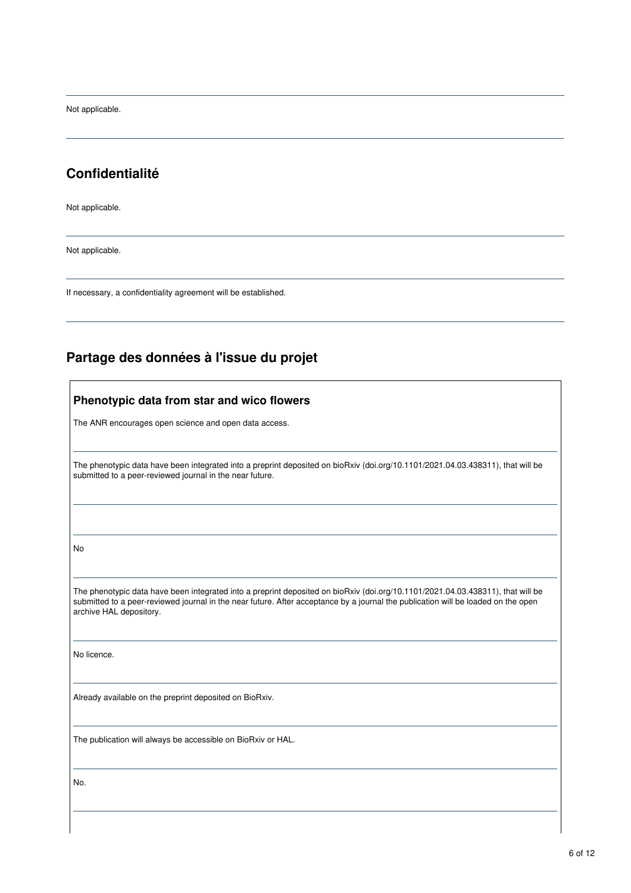Not applicable.

## Confidentialité

Not applicable.

Not applicable.

If necessary, a confidentiality agreement will be established.

## Partage des données à l'issue du projet

### Phenotypic data from star and wico flowers

The ANR encourages open science and open data access.

The phenotypic data have been integrated into a preprint deposited on bioRxiv (doi.org/10.1101/2021.04.03.438311), that will be submitted to a peer-reviewed journal in the near future.

No

The phenotypic data have been integrated into a preprint deposited on bioRxiv (doi.org/10.1101/2021.04.03.438311), that will be submitted to a peer-reviewed journal in the near future. After acceptance by a journal the publication will be loaded on the open archive HAL depository.

No licence.

Already available on the preprint deposited on BioRxiv.

The publication will always be accessible on BioRxiv or HAL.

No.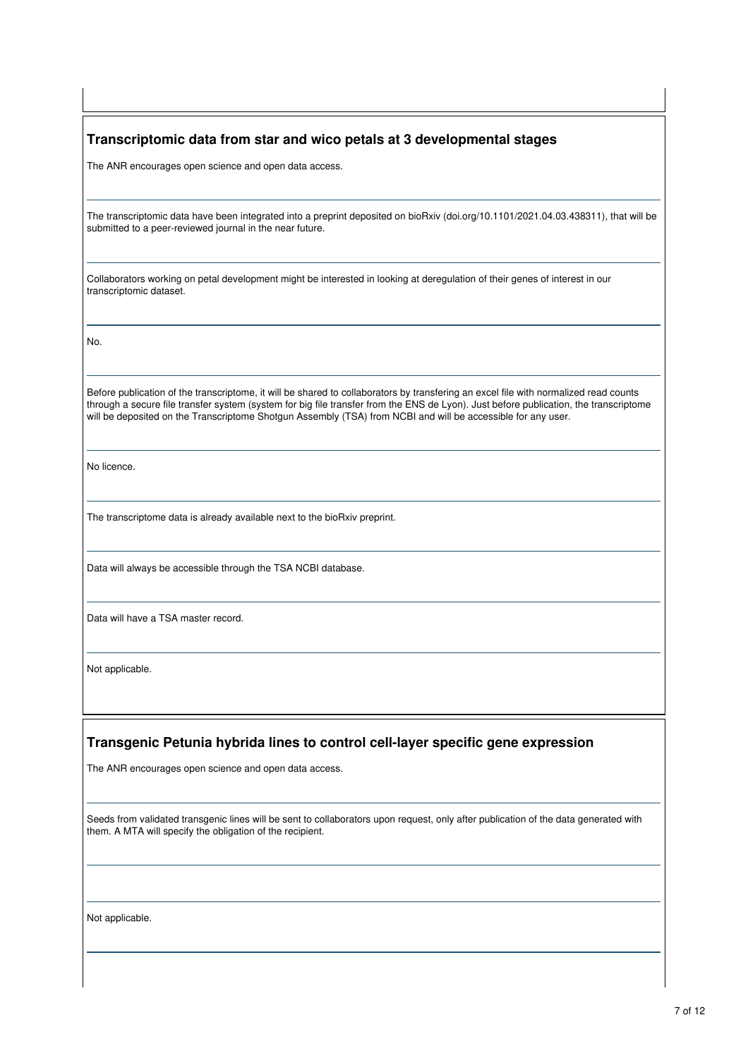## Transcriptomic data from star and wico petals at 3 developmental stages

The ANR encourages open science and open data access.

The transcriptomic data have been integrated into a preprint deposited on bioRxiv (doi.org/10.1101/2021.04.03.438311), that will be submitted to a peer-reviewed journal in the near future.

Collaborators working on petal development might be interested in looking at deregulation of their genes of interest in our transcriptomic dataset.

No.

Before publication of the transcriptome, it will be shared to collaborators by transfering an excel file with normalized read counts through a secure file transfer system (system for big file transfer from the ENS de Lyon). Just before publication, the transcriptome will be deposited on the Transcriptome Shotgun Assembly (TSA) from NCBI and will be accessible for any user.

No licence.

The transcriptome data is already available next to the bioRxiv preprint.

Data will always be accessible through the TSA NCBI database.

Data will have a TSA master record.

Not applicable.

## Transgenic Petunia hybrida lines to control cell-layer specific gene expression

The ANR encourages open science and open data access.

Seeds from validated transgenic lines will be sent to collaborators upon request, only after publication of the data generated with them. A MTA will specify the obligation of the recipient.

Not applicable.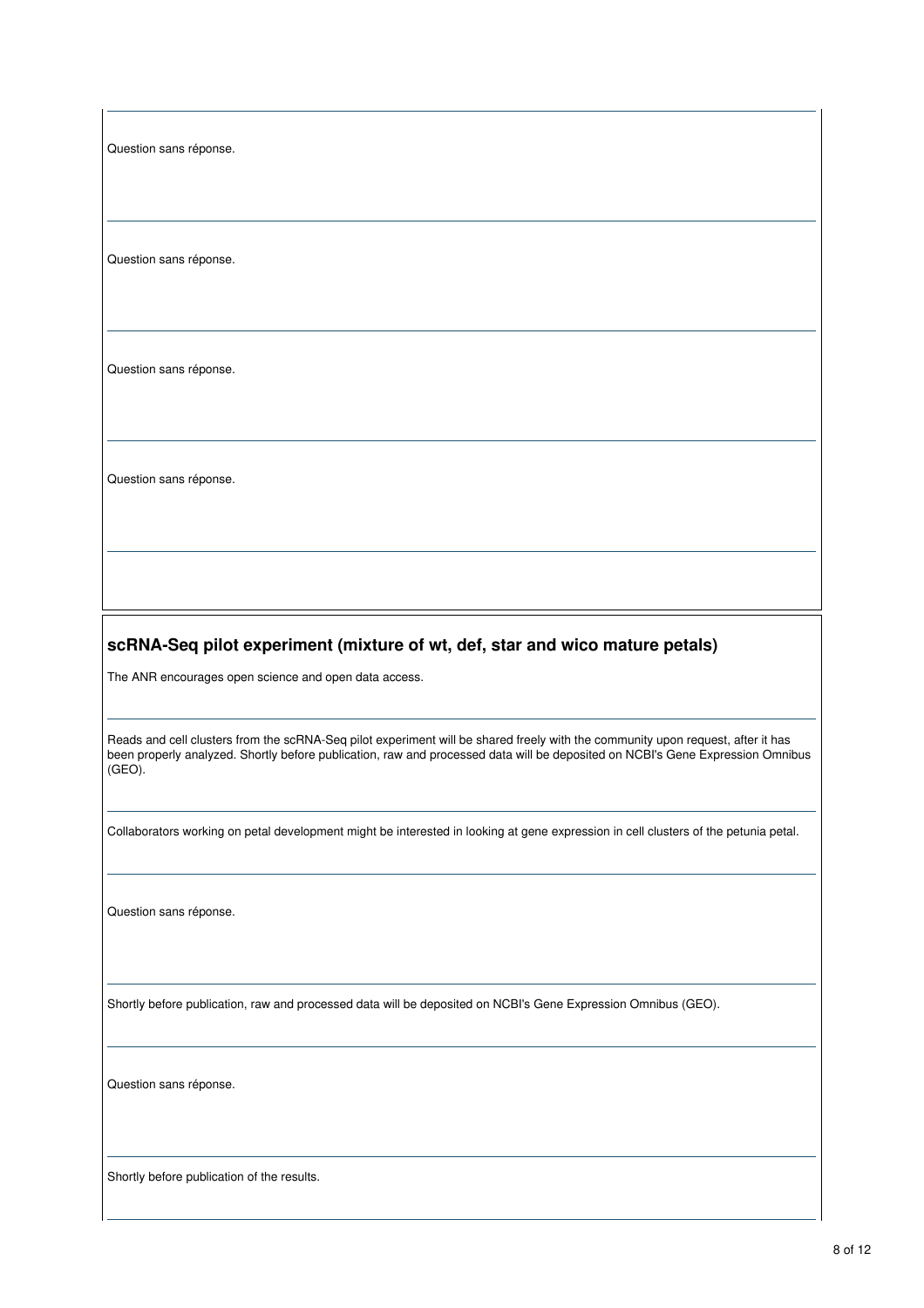Question sans réponse.

Question sans réponse.

Question sans réponse.

Question sans réponse.

## scRNA-Seq pilot experiment (mixture of wt, def, star and wico mature petals)

The ANR encourages open science and open data access.

Reads and cell clusters from the scRNA-Seq pilot experiment will be shared freely with the community upon request, after it has been properly analyzed. Shortly before publication, raw and processed data will be deposited on NCBI's Gene Expression Omnibus (GEO).

Collaborators working on petal development might be interested in looking at gene expression in cell clusters of the petunia petal.

Question sans réponse.

Shortly before publication, raw and processed data will be deposited on NCBI's Gene Expression Omnibus (GEO).

Question sans réponse.

Shortly before publication of the results.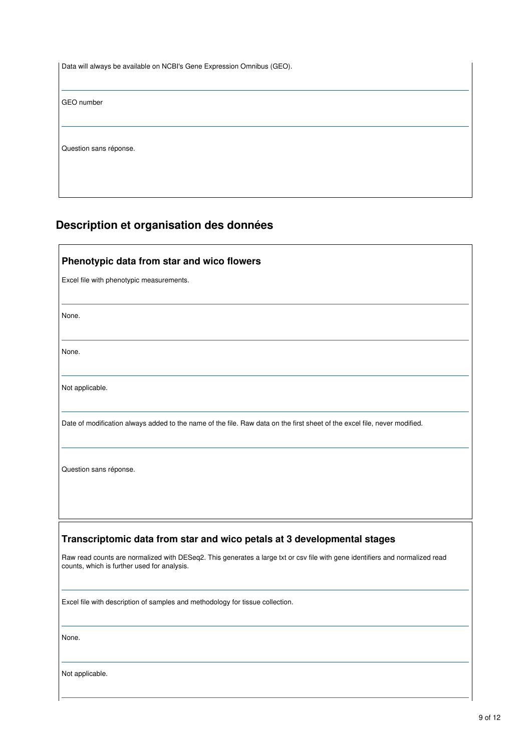Data will always be available on NCBI's Gene Expression Omnibus (GEO).

---

GEO number

---

Question sans réponse.

## Description et organisation des données

### Phenotypic data from star and wico flowers

Excel file with phenotypic measurements.

---

None.

---

None.

---

Not applicable.

---

Date of modification always added to the name of the file. Raw data on the first sheet of the excel file, never modified.

---

Question sans réponse.

### Transcriptomic data from star and wico petals at 3 developmental stages

Raw read counts are normalized with DESeq2. This generates a large txt or csv file with gene identifiers and normalized read counts, which is further used for analysis.

---

Excel file with description of samples and methodology for tissue collection.

---

None.

---

Not applicable.

---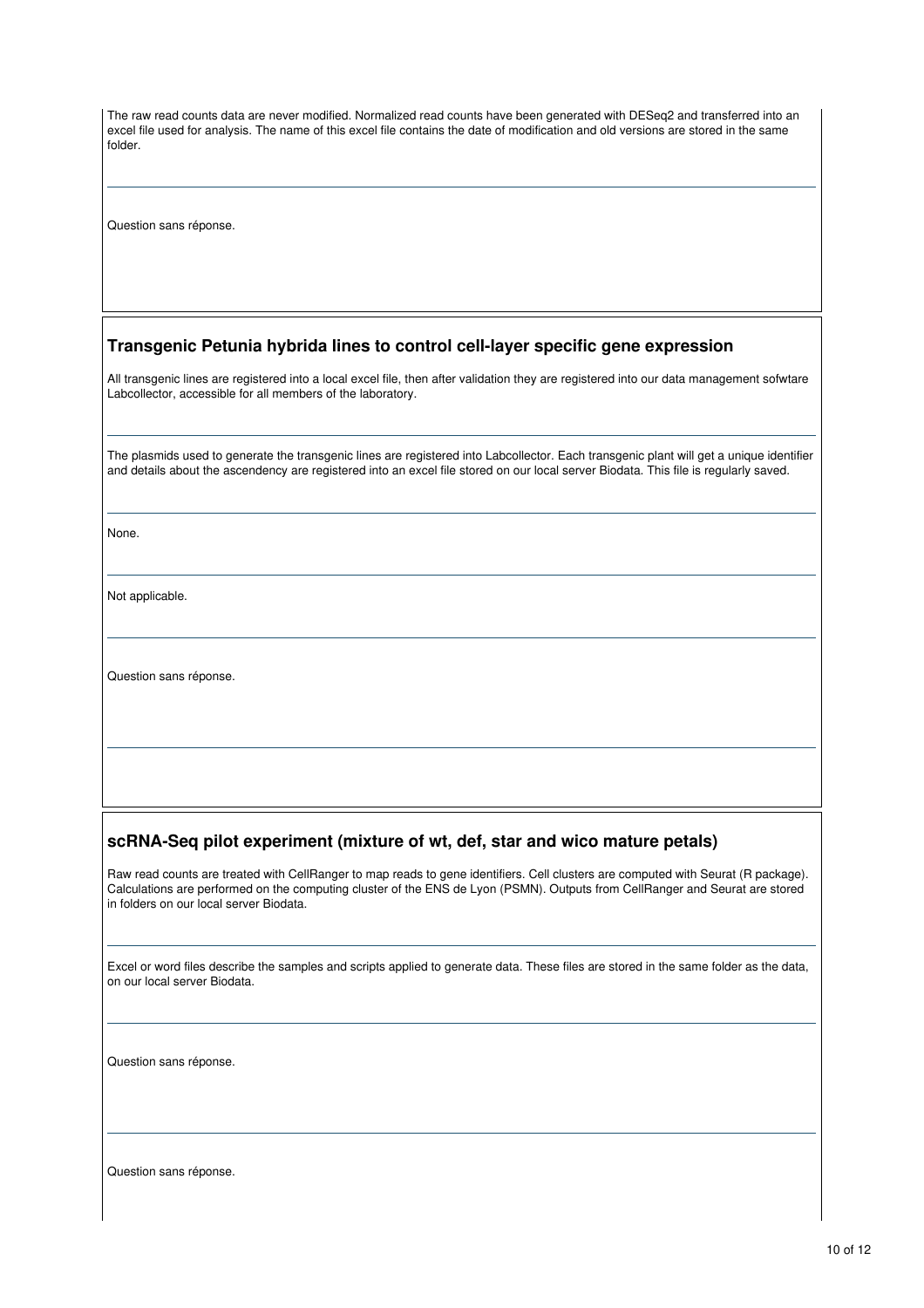The raw read counts data are never modified. Normalized read counts have been generated with DESeq2 and transferred into an excel file used for analysis. The name of this excel file contains the date of modification and old versions are stored in the same folder.

---

Question sans réponse.

## Transgenic Petunia hybrida lines to control cell-layer specific gene expression

All transgenic lines are registered into a local excel file, then after validation they are registered into our data management sofwtare Labcollector, accessible for all members of the laboratory.

---

The plasmids used to generate the transgenic lines are registered into Labcollector. Each transgenic plant will get a unique identifier and details about the ascendency are registered into an excel file stored on our local server Biodata. This file is regularly saved.

---

None.

---

Not applicable.

---

Question sans réponse.

---

## scRNA-Seq pilot experiment (mixture of wt, def, star and wico mature petals)

Raw read counts are treated with CellRanger to map reads to gene identifiers. Cell clusters are computed with Seurat (R package). Calculations are performed on the computing cluster of the ENS de Lyon (PSMN). Outputs from CellRanger and Seurat are stored in folders on our local server Biodata.

---

Excel or word files describe the samples and scripts applied to generate data. These files are stored in the same folder as the data, on our local server Biodata.

---

Question sans réponse.

---

Question sans réponse.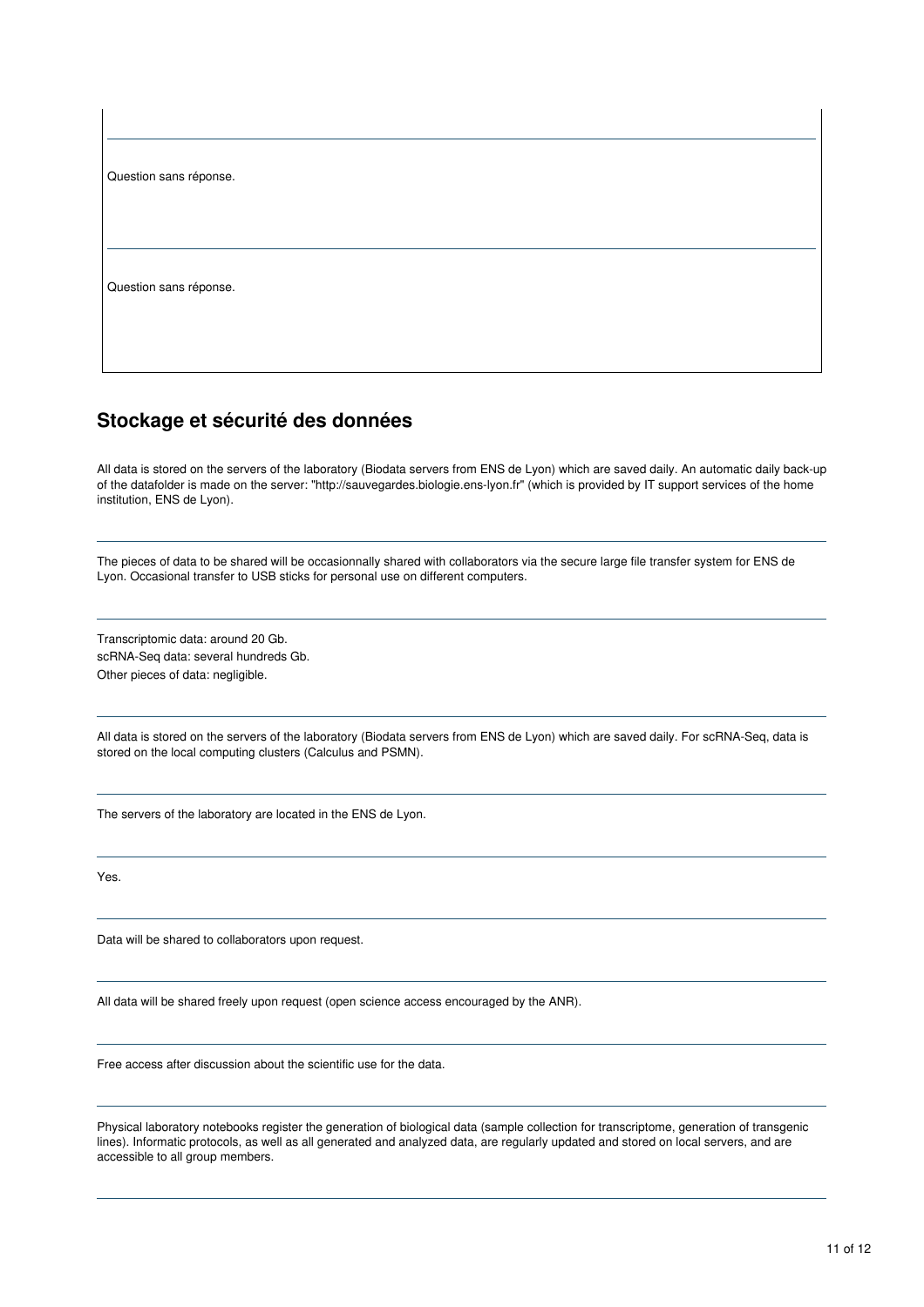Question sans réponse.

Question sans réponse.

## Stockage et sécurité des données

All data is stored on the servers of the laboratory (Biodata servers from ENS de Lyon) which are saved daily. An automatic daily back-up of the datafolder is made on the server: "http://sauvegardes.biologie.ens-lyon.fr" (which is provided by IT support services of the home institution, ENS de Lyon).

---

The pieces of data to be shared will be occasionnally shared with collaborators via the secure large file transfer system for ENS de Lyon. Occasional transfer to USB sticks for personal use on different computers.

---

Transcriptomic data: around 20 Gb.
scRNA-Seq data: several hundreds Gb.
Other pieces of data: negligible.

---

All data is stored on the servers of the laboratory (Biodata servers from ENS de Lyon) which are saved daily. For scRNA-Seq, data is stored on the local computing clusters (Calculus and PSMN).

---

The servers of the laboratory are located in the ENS de Lyon.

---

Yes.

---

Data will be shared to collaborators upon request.

---

All data will be shared freely upon request (open science access encouraged by the ANR).

---

Free access after discussion about the scientific use for the data.

---

Physical laboratory notebooks register the generation of biological data (sample collection for transcriptome, generation of transgenic lines). Informatic protocols, as well as all generated and analyzed data, are regularly updated and stored on local servers, and are accessible to all group members.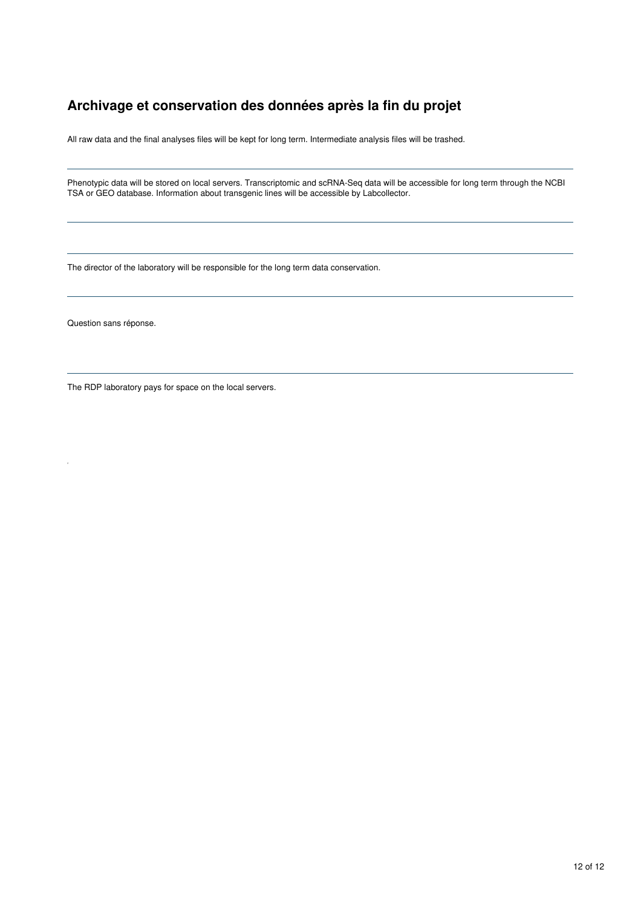## Archivage et conservation des données après la fin du projet

All raw data and the final analyses files will be kept for long term. Intermediate analysis files will be trashed.

---

Phenotypic data will be stored on local servers. Transcriptomic and scRNA-Seq data will be accessible for long term through the NCBI TSA or GEO database. Information about transgenic lines will be accessible by Labcollector.

---

---

The director of the laboratory will be responsible for the long term data conservation.

---

Question sans réponse.

---

The RDP laboratory pays for space on the local servers.